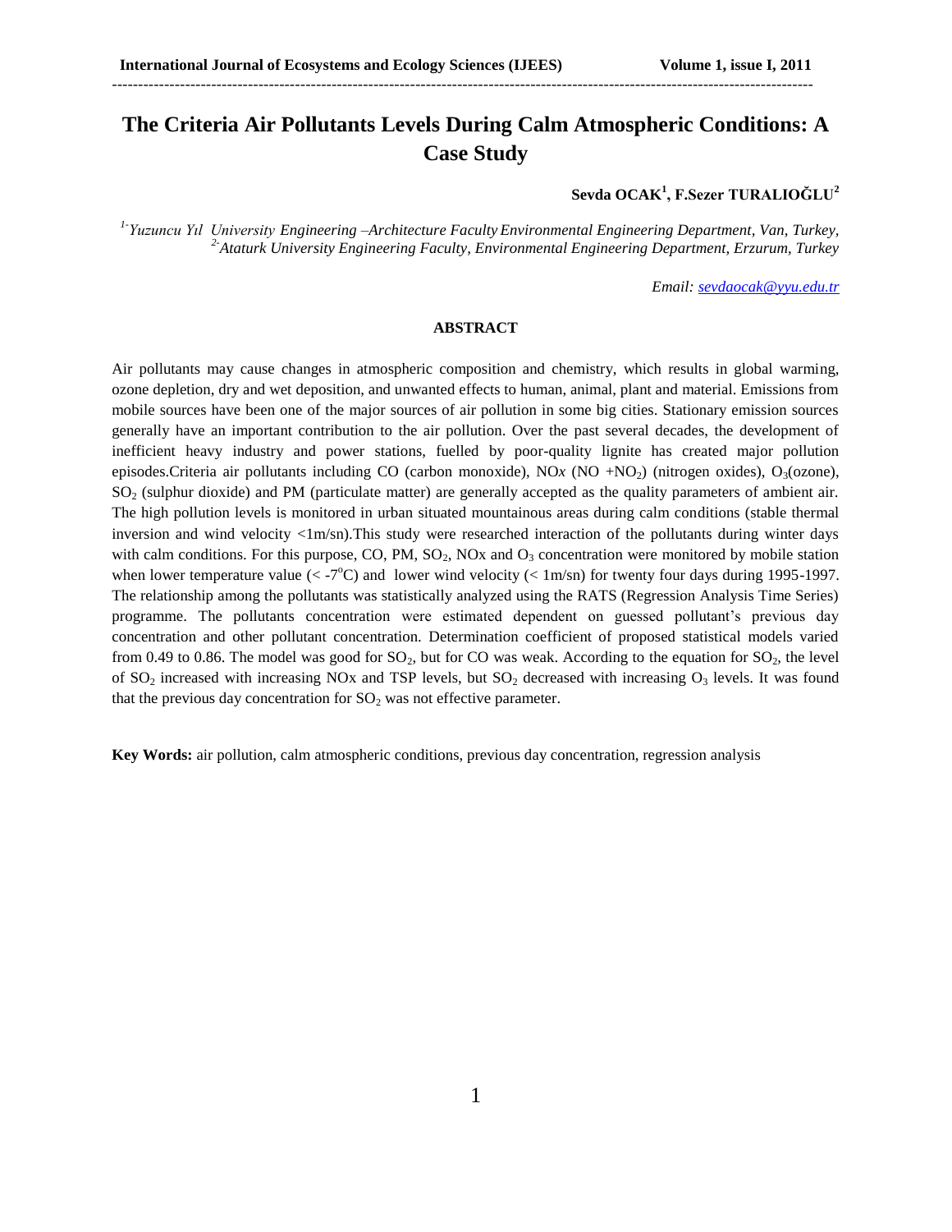# The Criteria Air Pollutants Levels During Calm Atmospheric Conditions: A Case Study

**Sevda OCAK[1], F.Sezer TURALIOĞLU[2]**

*[1] Yuzuncu Yıl University Engineering –Architecture Faculty Environmental Engineering Department, Van, Turkey,*
*[2] Ataturk University Engineering Faculty, Environmental Engineering Department, Erzurum, Turkey*

*Email: sevdaocak@yyu.edu.tr*

## ABSTRACT

Air pollutants may cause changes in atmospheric composition and chemistry, which results in global warming, ozone depletion, dry and wet deposition, and unwanted effects to human, animal, plant and material. Emissions from mobile sources have been one of the major sources of air pollution in some big cities. Stationary emission sources generally have an important contribution to the air pollution. Over the past several decades, the development of inefficient heavy industry and power stations, fuelled by poor-quality lignite has created major pollution episodes.Criteria air pollutants including CO (carbon monoxide), NO*x* (NO +$NO_2$) (nitrogen oxides), $O_3$(ozone), $SO_2$ (sulphur dioxide) and PM (particulate matter) are generally accepted as the quality parameters of ambient air. The high pollution levels is monitored in urban situated mountainous areas during calm conditions (stable thermal inversion and wind velocity <1m/sn).This study were researched interaction of the pollutants during winter days with calm conditions. For this purpose, CO, PM, $SO_2$, NOx and $O_3$ concentration were monitored by mobile station when lower temperature value (< -7$^o$C) and lower wind velocity (< 1m/sn) for twenty four days during 1995-1997. The relationship among the pollutants was statistically analyzed using the RATS (Regression Analysis Time Series) programme. The pollutants concentration were estimated dependent on guessed pollutant's previous day concentration and other pollutant concentration. Determination coefficient of proposed statistical models varied from 0.49 to 0.86. The model was good for $SO_2$, but for CO was weak. According to the equation for $SO_2$, the level of $SO_2$ increased with increasing NOx and TSP levels, but $SO_2$ decreased with increasing $O_3$ levels. It was found that the previous day concentration for $SO_2$ was not effective parameter.

**Key Words:** air pollution, calm atmospheric conditions, previous day concentration, regression analysis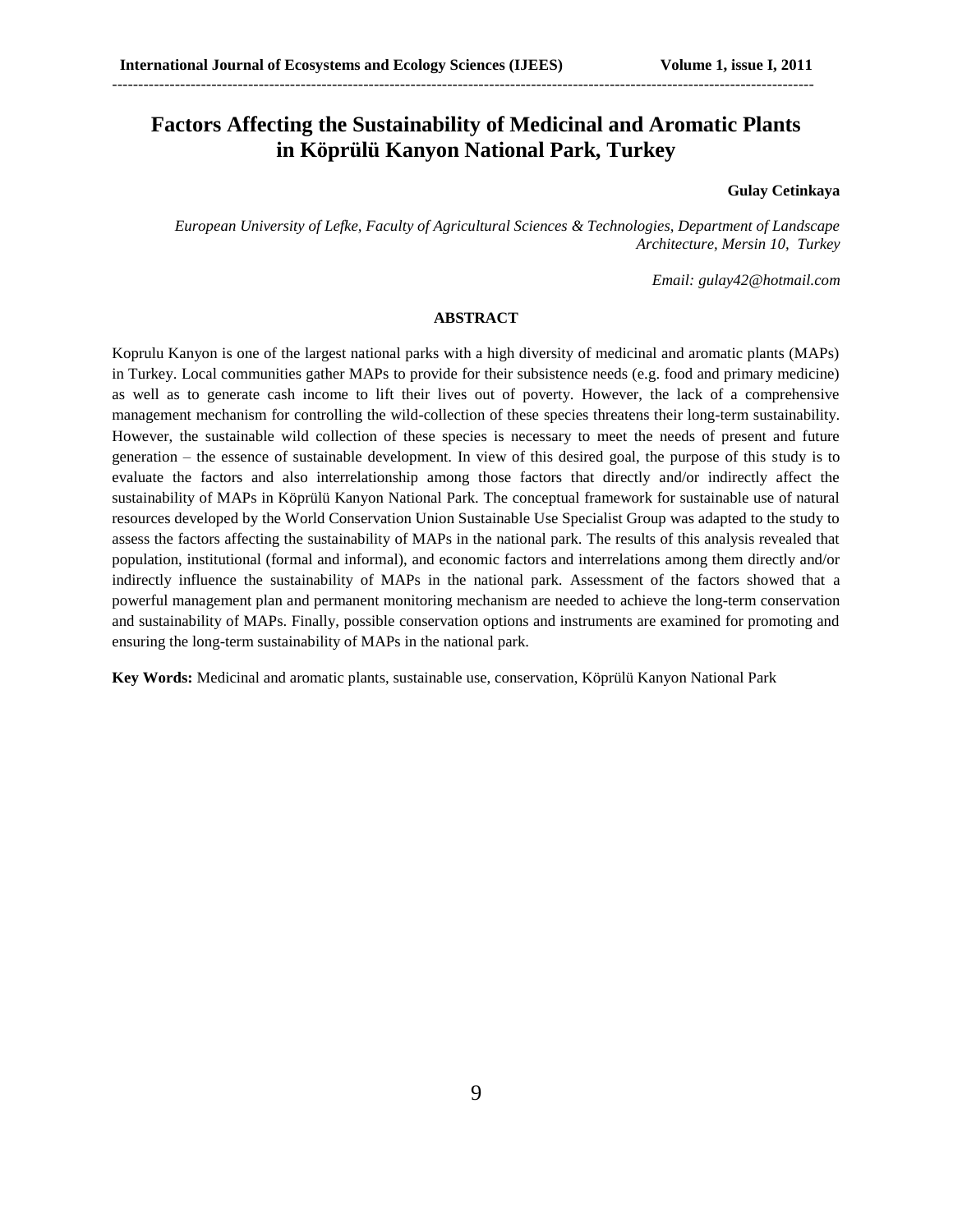# Factors Affecting the Sustainability of Medicinal and Aromatic Plants in Köprülü Kanyon National Park, Turkey

**Gulay Cetinkaya**

*European University of Lefke, Faculty of Agricultural Sciences & Technologies, Department of Landscape Architecture, Mersin 10, Turkey*

*Email: gulay42@hotmail.com*

## ABSTRACT

Koprulu Kanyon is one of the largest national parks with a high diversity of medicinal and aromatic plants (MAPs) in Turkey. Local communities gather MAPs to provide for their subsistence needs (e.g. food and primary medicine) as well as to generate cash income to lift their lives out of poverty. However, the lack of a comprehensive management mechanism for controlling the wild-collection of these species threatens their long-term sustainability. However, the sustainable wild collection of these species is necessary to meet the needs of present and future generation – the essence of sustainable development. In view of this desired goal, the purpose of this study is to evaluate the factors and also interrelationship among those factors that directly and/or indirectly affect the sustainability of MAPs in Köprülü Kanyon National Park. The conceptual framework for sustainable use of natural resources developed by the World Conservation Union Sustainable Use Specialist Group was adapted to the study to assess the factors affecting the sustainability of MAPs in the national park. The results of this analysis revealed that population, institutional (formal and informal), and economic factors and interrelations among them directly and/or indirectly influence the sustainability of MAPs in the national park. Assessment of the factors showed that a powerful management plan and permanent monitoring mechanism are needed to achieve the long-term conservation and sustainability of MAPs. Finally, possible conservation options and instruments are examined for promoting and ensuring the long-term sustainability of MAPs in the national park.

**Key Words:** Medicinal and aromatic plants, sustainable use, conservation, Köprülü Kanyon National Park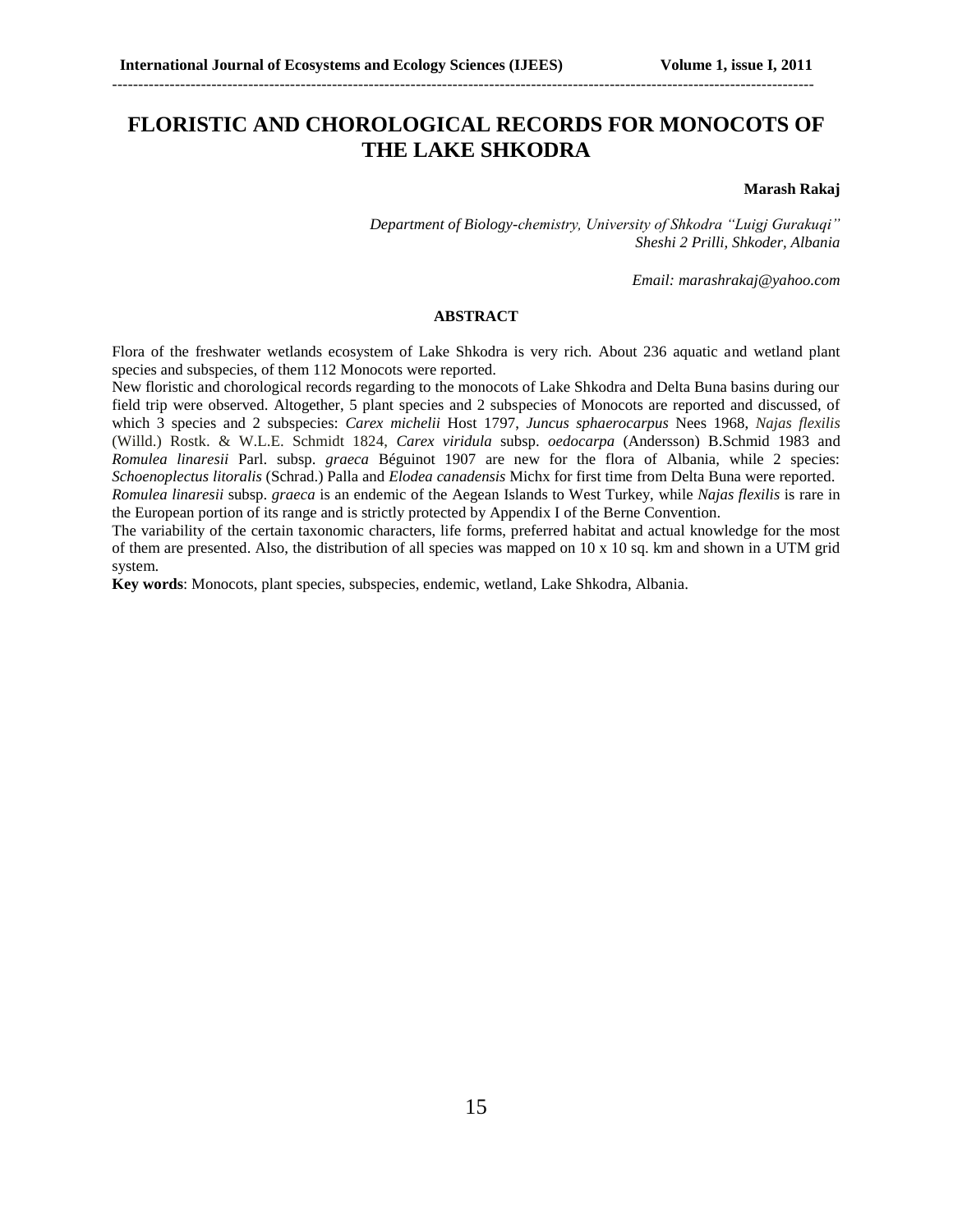# FLORISTIC AND CHOROLOGICAL RECORDS FOR MONOCOTS OF THE LAKE SHKODRA

**Marash Rakaj**

*Department of Biology-chemistry, University of Shkodra "Luigj Gurakuqi"*
*Sheshi 2 Prilli, Shkoder, Albania*

*Email: marashrakaj@yahoo.com*

## ABSTRACT

Flora of the freshwater wetlands ecosystem of Lake Shkodra is very rich. About 236 aquatic and wetland plant species and subspecies, of them 112 Monocots were reported.

New floristic and chorological records regarding to the monocots of Lake Shkodra and Delta Buna basins during our field trip were observed. Altogether, 5 plant species and 2 subspecies of Monocots are reported and discussed, of which 3 species and 2 subspecies: *Carex michelii* Host 1797, *Juncus sphaerocarpus* Nees 1968, *Najas flexilis* (Willd.) Rostk. & W.L.E. Schmidt 1824, *Carex viridula* subsp. *oedocarpa* (Andersson) B.Schmid 1983 and *Romulea linaresii* Parl. subsp. *graeca* Béguinot 1907 are new for the flora of Albania, while 2 species: *Schoenoplectus litoralis* (Schrad.) Palla and *Elodea canadensis* Michx for first time from Delta Buna were reported.

*Romulea linaresii* subsp. *graeca* is an endemic of the Aegean Islands to West Turkey, while *Najas flexilis* is rare in the European portion of its range and is strictly protected by Appendix I of the Berne Convention.

The variability of the certain taxonomic characters, life forms, preferred habitat and actual knowledge for the most of them are presented. Also, the distribution of all species was mapped on 10 x 10 sq. km and shown in a UTM grid system.

**Key words**: Monocots, plant species, subspecies, endemic, wetland, Lake Shkodra, Albania.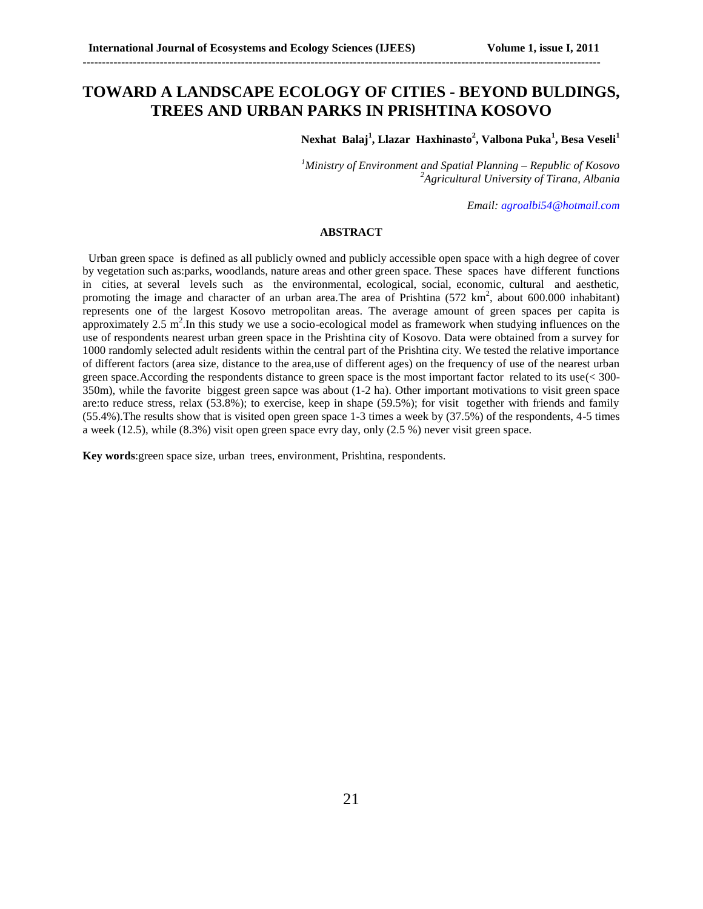# TOWARD A LANDSCAPE ECOLOGY OF CITIES - BEYOND BULDINGS, TREES AND URBAN PARKS IN PRISHTINA KOSOVO

**Nexhat Balaj[1], Llazar Haxhinasto[2], Valbona Puka[1], Besa Veseli[1]**

*[1]Ministry of Environment and Spatial Planning – Republic of Kosovo*
*[2]Agricultural University of Tirana, Albania*

*Email: agroalbi54@hotmail.com*

## ABSTRACT

Urban green space is defined as all publicly owned and publicly accessible open space with a high degree of cover by vegetation such as:parks, woodlands, nature areas and other green space. These spaces have different functions in cities, at several levels such as the environmental, ecological, social, economic, cultural and aesthetic, promoting the image and character of an urban area.The area of Prishtina (572 $km^2$, about 600.000 inhabitant) represents one of the largest Kosovo metropolitan areas. The average amount of green spaces per capita is approximately 2.5 $m^2$.In this study we use a socio-ecological model as framework when studying influences on the use of respondents nearest urban green space in the Prishtina city of Kosovo. Data were obtained from a survey for 1000 randomly selected adult residents within the central part of the Prishtina city. We tested the relative importance of different factors (area size, distance to the area,use of different ages) on the frequency of use of the nearest urban green space.According the respondents distance to green space is the most important factor related to its use(< 300-350m), while the favorite biggest green sapce was about (1-2 ha). Other important motivations to visit green space are:to reduce stress, relax (53.8%); to exercise, keep in shape (59.5%); for visit together with friends and family (55.4%).The results show that is visited open green space 1-3 times a week by (37.5%) of the respondents, 4-5 times a week (12.5), while (8.3%) visit open green space evry day, only (2.5 %) never visit green space.

**Key words**:green space size, urban trees, environment, Prishtina, respondents.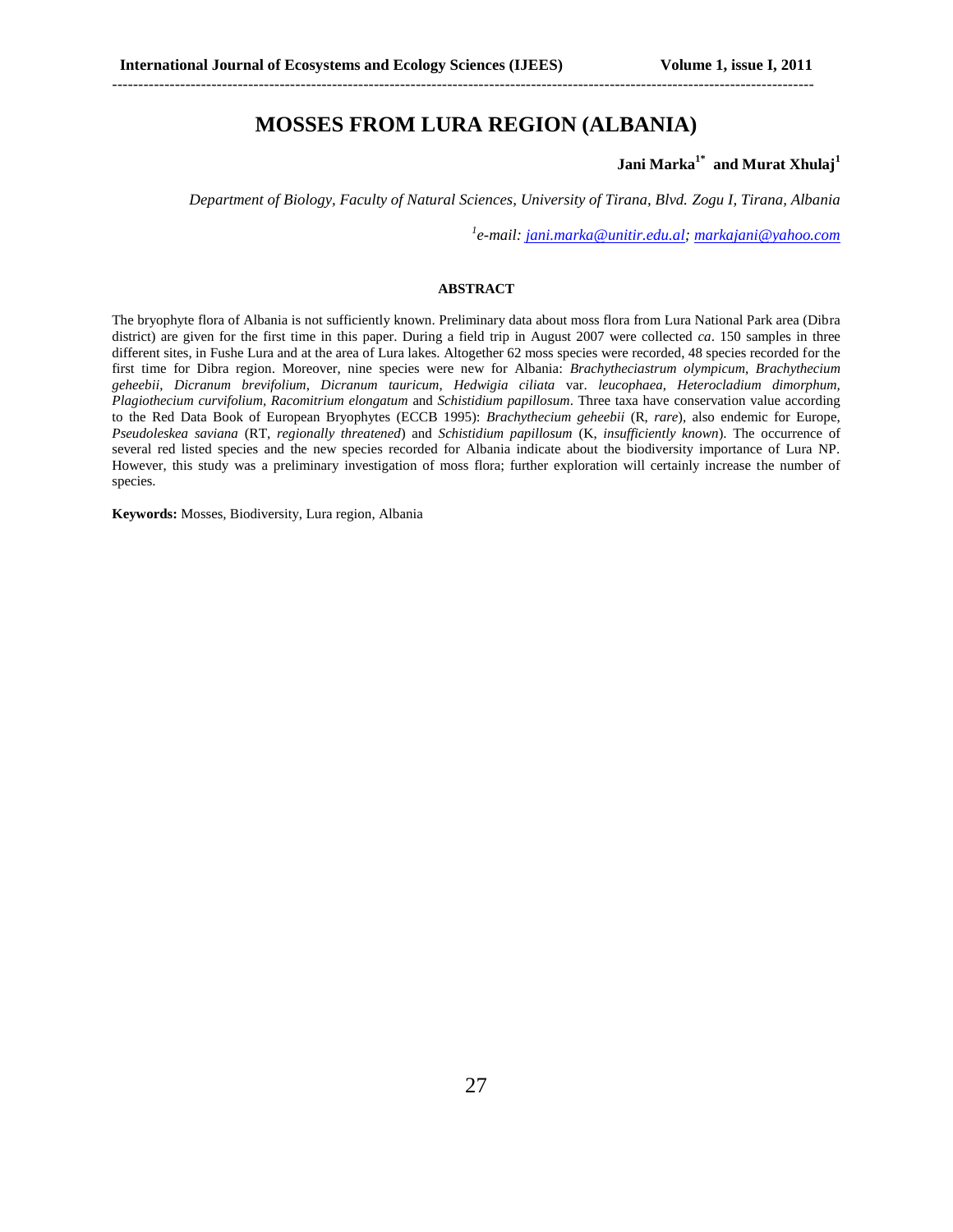# MOSSES FROM LURA REGION (ALBANIA)

**Jani Marka[1*] and Murat Xhulaj[1]**

*Department of Biology, Faculty of Natural Sciences, University of Tirana, Blvd. Zogu I, Tirana, Albania*

*[1]e-mail: jani.marka@unitir.edu.al; markajani@yahoo.com*

#### ABSTRACT

The bryophyte flora of Albania is not sufficiently known. Preliminary data about moss flora from Lura National Park area (Dibra district) are given for the first time in this paper. During a field trip in August 2007 were collected *ca*. 150 samples in three different sites, in Fushe Lura and at the area of Lura lakes. Altogether 62 moss species were recorded, 48 species recorded for the first time for Dibra region. Moreover, nine species were new for Albania: *Brachytheciastrum olympicum*, *Brachythecium geheebii*, *Dicranum brevifolium*, *Dicranum tauricum*, *Hedwigia ciliata* var. *leucophaea*, *Heterocladium dimorphum*, *Plagiothecium curvifolium*, *Racomitrium elongatum* and *Schistidium papillosum*. Three taxa have conservation value according to the Red Data Book of European Bryophytes (ECCB 1995): *Brachythecium geheebii* (R, *rare*), also endemic for Europe, *Pseudoleskea saviana* (RT, *regionally threatened*) and *Schistidium papillosum* (K, *insufficiently known*). The occurrence of several red listed species and the new species recorded for Albania indicate about the biodiversity importance of Lura NP. However, this study was a preliminary investigation of moss flora; further exploration will certainly increase the number of species.

**Keywords:** Mosses, Biodiversity, Lura region, Albania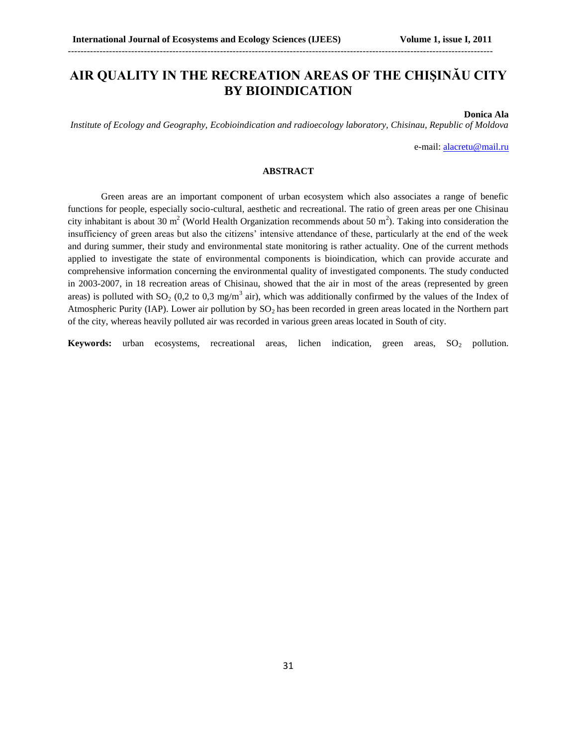# AIR QUALITY IN THE RECREATION AREAS OF THE CHIŞINĂU CITY BY BIOINDICATION

**Donica Ala**

*Institute of Ecology and Geography, Ecobioindication and radioecology laboratory, Chisinau, Republic of Moldova*

e-mail: alacretu@mail.ru

## ABSTRACT

Green areas are an important component of urban ecosystem which also associates a range of benefic functions for people, especially socio-cultural, aesthetic and recreational. The ratio of green areas per one Chisinau city inhabitant is about 30 $m^2$ (World Health Organization recommends about 50 $m^2$). Taking into consideration the insufficiency of green areas but also the citizens' intensive attendance of these, particularly at the end of the week and during summer, their study and environmental state monitoring is rather actuality. One of the current methods applied to investigate the state of environmental components is bioindication, which can provide accurate and comprehensive information concerning the environmental quality of investigated components. The study conducted in 2003-2007, in 18 recreation areas of Chisinau, showed that the air in most of the areas (represented by green areas) is polluted with $SO_2$ (0,2 to 0,3 $mg/m^3$ air), which was additionally confirmed by the values of the Index of Atmospheric Purity (IAP). Lower air pollution by $SO_2$ has been recorded in green areas located in the Northern part of the city, whereas heavily polluted air was recorded in various green areas located in South of city.

**Keywords:** urban ecosystems, recreational areas, lichen indication, green areas, $SO_2$ pollution.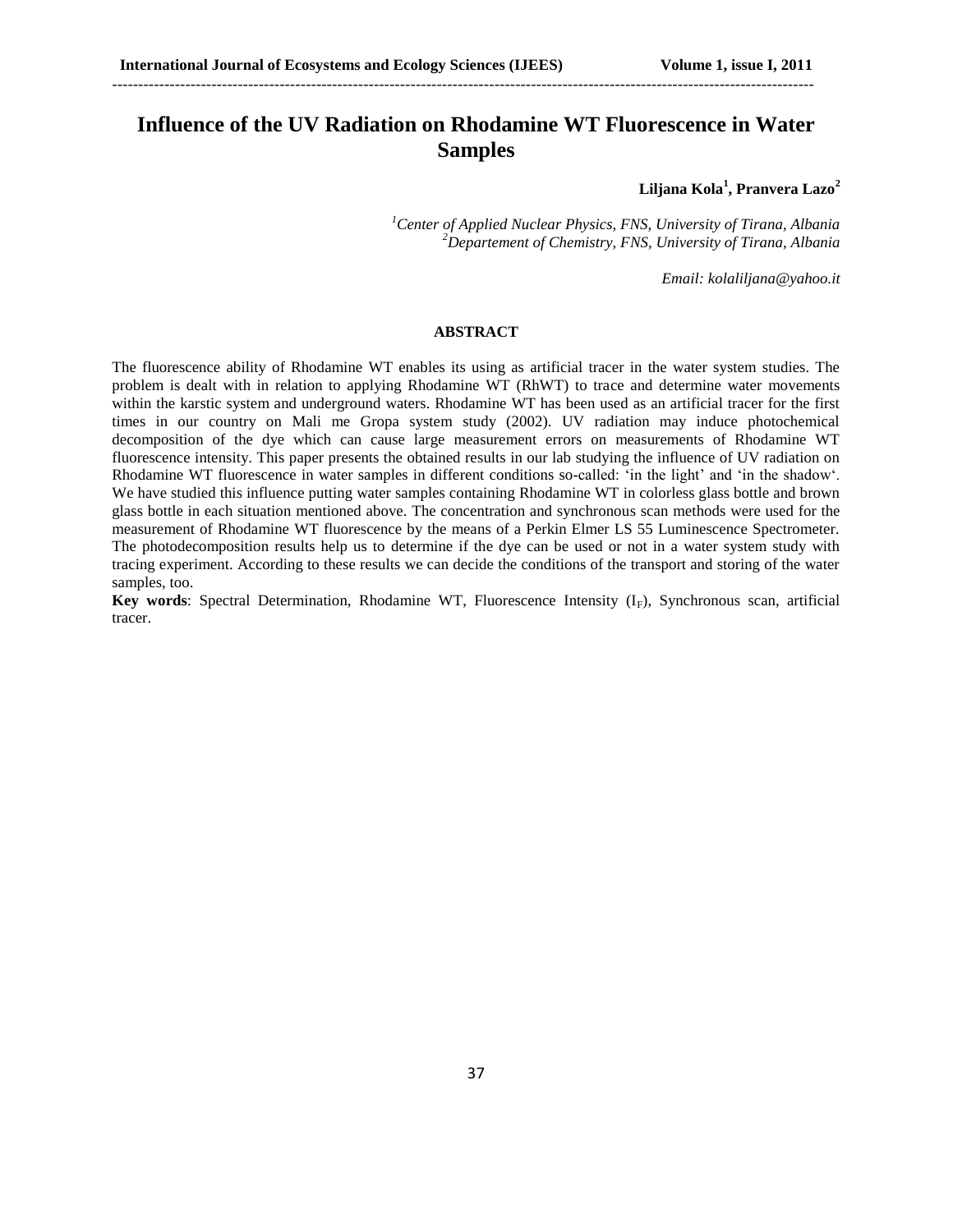# Influence of the UV Radiation on Rhodamine WT Fluorescence in Water Samples

**Liljana Kola[1], Pranvera Lazo[2]**

*[1]Center of Applied Nuclear Physics, FNS, University of Tirana, Albania*
*[2]Departement of Chemistry, FNS, University of Tirana, Albania*

*Email: kolaliljana@yahoo.it*

## ABSTRACT

The fluorescence ability of Rhodamine WT enables its using as artificial tracer in the water system studies. The problem is dealt with in relation to applying Rhodamine WT (RhWT) to trace and determine water movements within the karstic system and underground waters. Rhodamine WT has been used as an artificial tracer for the first times in our country on Mali me Gropa system study (2002). UV radiation may induce photochemical decomposition of the dye which can cause large measurement errors on measurements of Rhodamine WT fluorescence intensity. This paper presents the obtained results in our lab studying the influence of UV radiation on Rhodamine WT fluorescence in water samples in different conditions so-called: 'in the light' and 'in the shadow'. We have studied this influence putting water samples containing Rhodamine WT in colorless glass bottle and brown glass bottle in each situation mentioned above. The concentration and synchronous scan methods were used for the measurement of Rhodamine WT fluorescence by the means of a Perkin Elmer LS 55 Luminescence Spectrometer. The photodecomposition results help us to determine if the dye can be used or not in a water system study with tracing experiment. According to these results we can decide the conditions of the transport and storing of the water samples, too.

**Key words**: Spectral Determination, Rhodamine WT, Fluorescence Intensity ($I_F$), Synchronous scan, artificial tracer.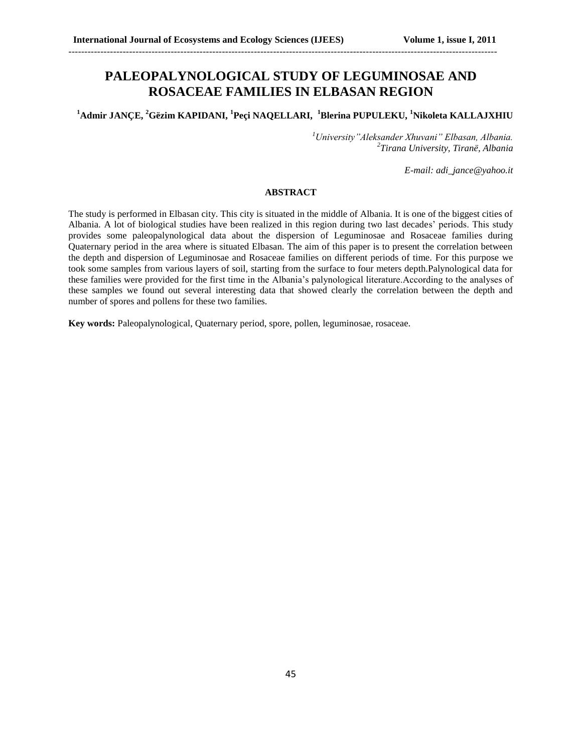# PALEOPALYNOLOGICAL STUDY OF LEGUMINOSAE AND ROSACEAE FAMILIES IN ELBASAN REGION

**[1]Admir JANÇE, [2]Gëzim KAPIDANI, [1]Peçi NAQELLARI, [1]Blerina PUPULEKU, [1]Nikoleta KALLAJXHIU**

*[1]University"Aleksander Xhuvani" Elbasan, Albania.*
*[2]Tirana University, Tiranë, Albania*

*E-mail: adi_jance@yahoo.it*

**ABSTRACT**

The study is performed in Elbasan city. This city is situated in the middle of Albania. It is one of the biggest cities of Albania. A lot of biological studies have been realized in this region during two last decades' periods. This study provides some paleopalynological data about the dispersion of Leguminosae and Rosaceae families during Quaternary period in the area where is situated Elbasan. The aim of this paper is to present the correlation between the depth and dispersion of Leguminosae and Rosaceae families on different periods of time. For this purpose we took some samples from various layers of soil, starting from the surface to four meters depth.Palynological data for these families were provided for the first time in the Albania's palynological literature.According to the analyses of these samples we found out several interesting data that showed clearly the correlation between the depth and number of spores and pollens for these two families.

**Key words:** Paleopalynological, Quaternary period, spore, pollen, leguminosae, rosaceae.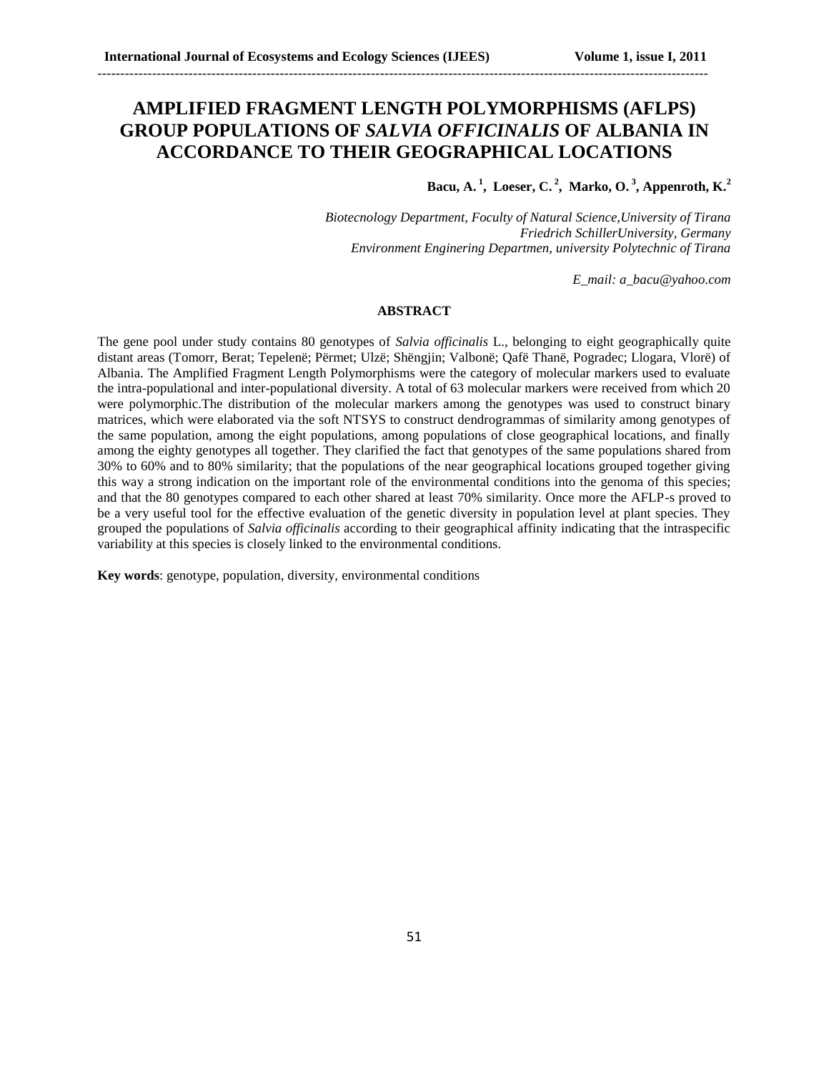# AMPLIFIED FRAGMENT LENGTH POLYMORPHISMS (AFLPS) GROUP POPULATIONS OF *SALVIA OFFICINALIS* OF ALBANIA IN ACCORDANCE TO THEIR GEOGRAPHICAL LOCATIONS

**Bacu, A.[1], Loeser, C.[2], Marko, O.[3], Appenroth, K.[2]**

*Biotecnology Department, Foculty of Natural Science,University of Tirana*
*Friedrich SchillerUniversity, Germany*
*Environment Enginering Departmen, university Polytechnic of Tirana*

*E_mail: a_bacu@yahoo.com*

## ABSTRACT

The gene pool under study contains 80 genotypes of *Salvia officinalis* L., belonging to eight geographically quite distant areas (Tomorr, Berat; Tepelenë; Përmet; Ulzë; Shëngjin; Valbonë; Qafë Thanë, Pogradec; Llogara, Vlorë) of Albania. The Amplified Fragment Length Polymorphisms were the category of molecular markers used to evaluate the intra-populational and inter-populational diversity. A total of 63 molecular markers were received from which 20 were polymorphic.The distribution of the molecular markers among the genotypes was used to construct binary matrices, which were elaborated via the soft NTSYS to construct dendrogrammas of similarity among genotypes of the same population, among the eight populations, among populations of close geographical locations, and finally among the eighty genotypes all together. They clarified the fact that genotypes of the same populations shared from 30% to 60% and to 80% similarity; that the populations of the near geographical locations grouped together giving this way a strong indication on the important role of the environmental conditions into the genoma of this species; and that the 80 genotypes compared to each other shared at least 70% similarity. Once more the AFLP-s proved to be a very useful tool for the effective evaluation of the genetic diversity in population level at plant species. They grouped the populations of *Salvia officinalis* according to their geographical affinity indicating that the intraspecific variability at this species is closely linked to the environmental conditions.

**Key words**: genotype, population, diversity, environmental conditions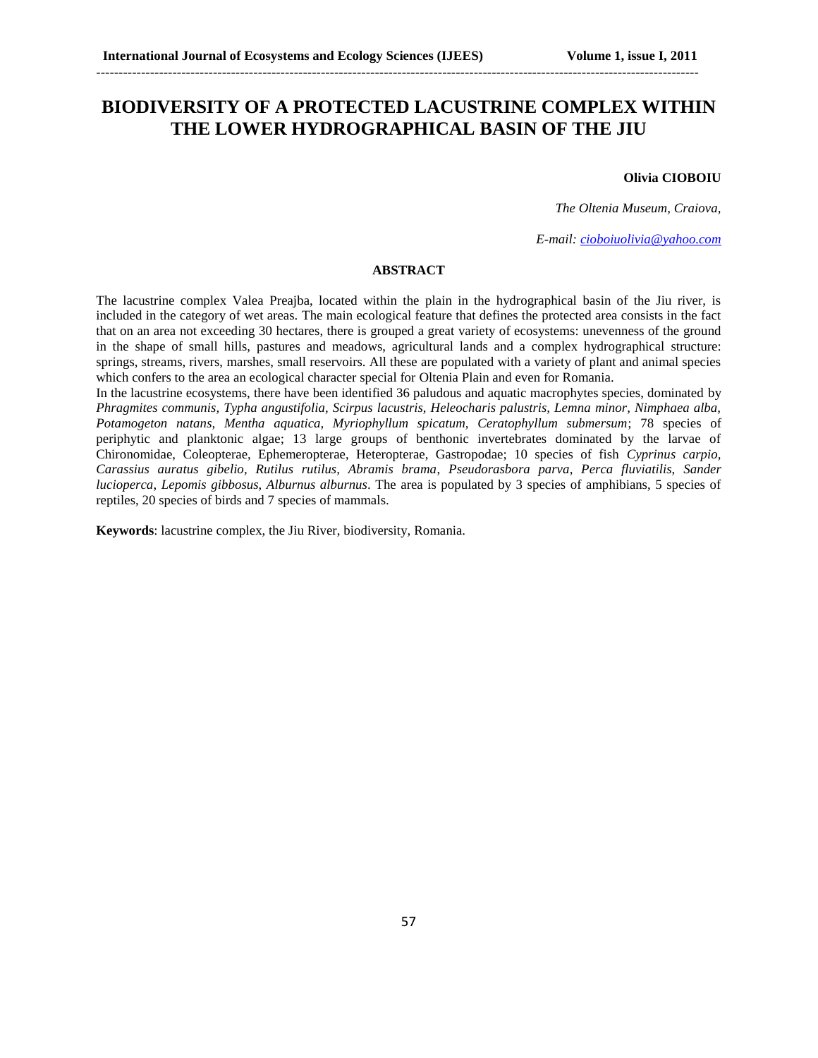# BIODIVERSITY OF A PROTECTED LACUSTRINE COMPLEX WITHIN THE LOWER HYDROGRAPHICAL BASIN OF THE JIU

**Olivia CIOBOIU**

*The Oltenia Museum, Craiova,*

*E-mail: cioboiuolivia@yahoo.com*

**ABSTRACT**

The lacustrine complex Valea Preajba, located within the plain in the hydrographical basin of the Jiu river, is included in the category of wet areas. The main ecological feature that defines the protected area consists in the fact that on an area not exceeding 30 hectares, there is grouped a great variety of ecosystems: unevenness of the ground in the shape of small hills, pastures and meadows, agricultural lands and a complex hydrographical structure: springs, streams, rivers, marshes, small reservoirs. All these are populated with a variety of plant and animal species which confers to the area an ecological character special for Oltenia Plain and even for Romania.

In the lacustrine ecosystems, there have been identified 36 paludous and aquatic macrophytes species, dominated by *Phragmites communis, Typha angustifolia, Scirpus lacustris, Heleocharis palustris, Lemna minor, Nimphaea alba, Potamogeton natans, Mentha aquatica, Myriophyllum spicatum, Ceratophyllum submersum*; 78 species of periphytic and planktonic algae; 13 large groups of benthonic invertebrates dominated by the larvae of Chironomidae, Coleopterae, Ephemeropterae, Heteropterae, Gastropodae; 10 species of fish *Cyprinus carpio, Carassius auratus gibelio, Rutilus rutilus, Abramis brama, Pseudorasbora parva, Perca fluviatilis, Sander lucioperca, Lepomis gibbosus, Alburnus alburnus*. The area is populated by 3 species of amphibians, 5 species of reptiles, 20 species of birds and 7 species of mammals.

**Keywords**: lacustrine complex, the Jiu River, biodiversity, Romania.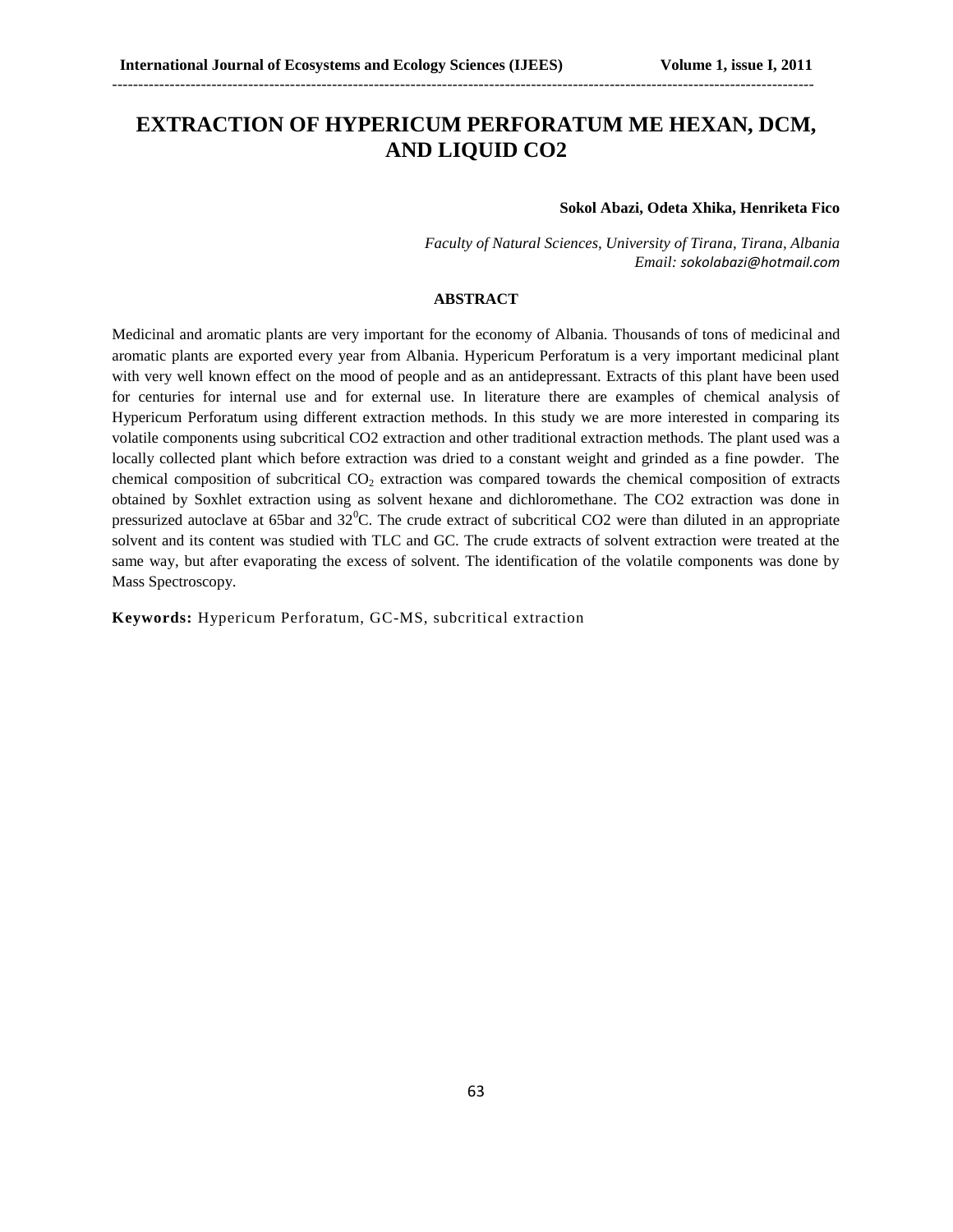# EXTRACTION OF HYPERICUM PERFORATUM ME HEXAN, DCM, AND LIQUID CO2

**Sokol Abazi, Odeta Xhika, Henriketa Fico**

*Faculty of Natural Sciences, University of Tirana, Tirana, Albania*
*Email: sokolabazi@hotmail.com*

## ABSTRACT

Medicinal and aromatic plants are very important for the economy of Albania. Thousands of tons of medicinal and aromatic plants are exported every year from Albania. Hypericum Perforatum is a very important medicinal plant with very well known effect on the mood of people and as an antidepressant. Extracts of this plant have been used for centuries for internal use and for external use. In literature there are examples of chemical analysis of Hypericum Perforatum using different extraction methods. In this study we are more interested in comparing its volatile components using subcritical CO2 extraction and other traditional extraction methods. The plant used was a locally collected plant which before extraction was dried to a constant weight and grinded as a fine powder. The chemical composition of subcritical $CO_2$ extraction was compared towards the chemical composition of extracts obtained by Soxhlet extraction using as solvent hexane and dichloromethane. The CO2 extraction was done in pressurized autoclave at 65bar and $32^0$C. The crude extract of subcritical CO2 were than diluted in an appropriate solvent and its content was studied with TLC and GC. The crude extracts of solvent extraction were treated at the same way, but after evaporating the excess of solvent. The identification of the volatile components was done by Mass Spectroscopy.

**Keywords:** Hypericum Perforatum, GC-MS, subcritical extraction